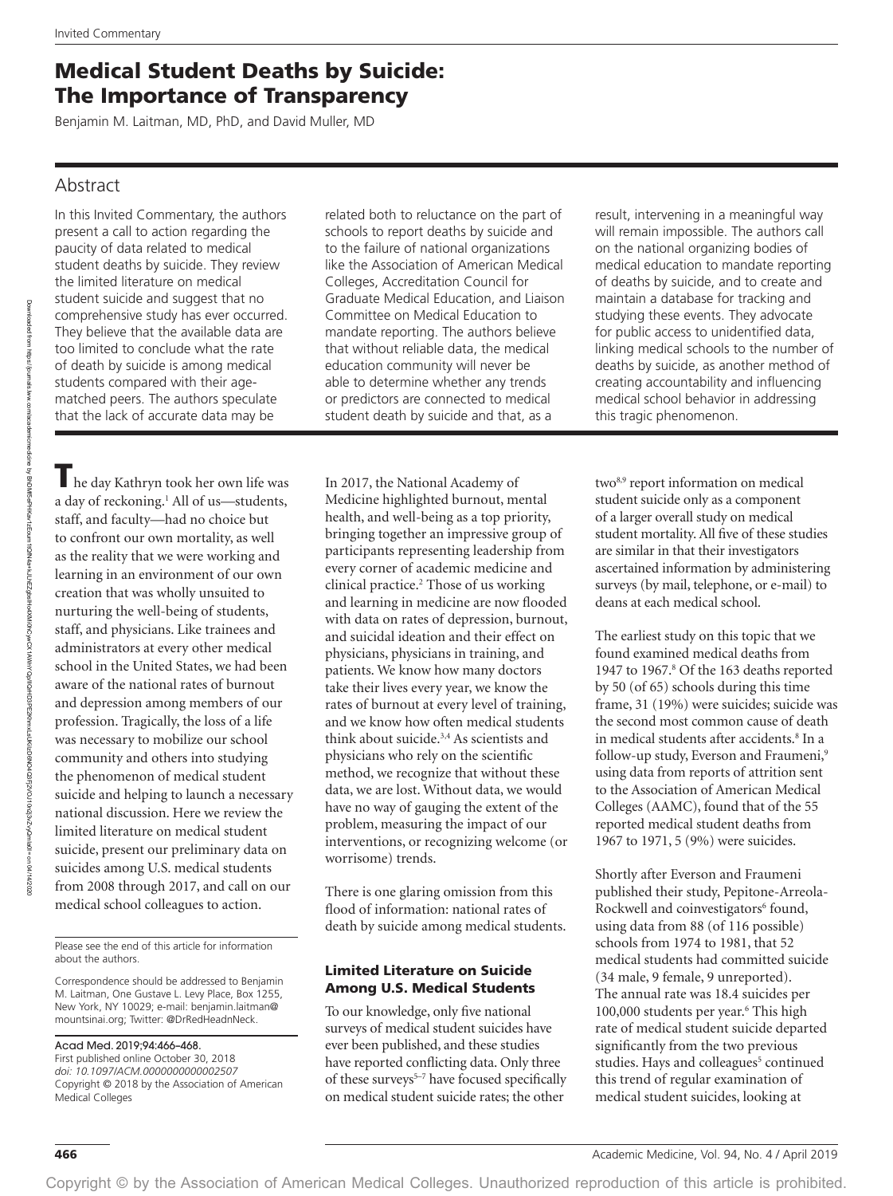# Medical Student Deaths by Suicide: The Importance of Transparency

Benjamin M. Laitman, MD, PhD, and David Muller, MD

## Abstract

In this Invited Commentary, the authors present a call to action regarding the paucity of data related to medical student deaths by suicide. They review the limited literature on medical student suicide and suggest that no comprehensive study has ever occurred. They believe that the available data are too limited to conclude what the rate of death by suicide is among medical students compared with their age-matched peers. The authors speculate that the lack of accurate data may be related both to reluctance on the part of schools to report deaths by suicide and to the failure of national organizations like the Association of American Medical Colleges, Accreditation Council for Graduate Medical Education, and Liaison Committee on Medical Education to mandate reporting. The authors believe that without reliable data, the medical education community will never be able to determine whether any trends or predictors are connected to medical student death by suicide and that, as a result, intervening in a meaningful way will remain impossible. The authors call on the national organizing bodies of medical education to mandate reporting of deaths by suicide, and to create and maintain a database for tracking and studying these events. They advocate for public access to unidentified data, linking medical schools to the number of deaths by suicide, as another method of creating accountability and influencing medical school behavior in addressing this tragic phenomenon.

The day Kathryn took her own life was a day of reckoning.[1] All of us—students, staff, and faculty—had no choice but to confront our own mortality, as well as the reality that we were working and learning in an environment of our own creation that was wholly unsuited to nurturing the well-being of students, staff, and physicians. Like trainees and administrators at every other medical school in the United States, we had been aware of the national rates of burnout and depression among members of our profession. Tragically, the loss of a life was necessary to mobilize our school community and others into studying the phenomenon of medical student suicide and helping to launch a necessary national discussion. Here we review the limited literature on medical student suicide, present our preliminary data on suicides among U.S. medical students from 2008 through 2017, and call on our medical school colleagues to action.

In 2017, the National Academy of Medicine highlighted burnout, mental health, and well-being as a top priority, bringing together an impressive group of participants representing leadership from every corner of academic medicine and clinical practice.[2] Those of us working and learning in medicine are now flooded with data on rates of depression, burnout, and suicidal ideation and their effect on physicians, physicians in training, and patients. We know how many doctors take their lives every year, we know the rates of burnout at every level of training, and we know how often medical students think about suicide.[3,4] As scientists and physicians who rely on the scientific method, we recognize that without these data, we are lost. Without data, we would have no way of gauging the extent of the problem, measuring the impact of our interventions, or recognizing welcome (or worrisome) trends.

There is one glaring omission from this flood of information: national rates of death by suicide among medical students.

### Limited Literature on Suicide Among U.S. Medical Students

To our knowledge, only five national surveys of medical student suicides have ever been published, and these studies have reported conflicting data. Only three of these surveys[5–7] have focused specifically on medical student suicide rates; the other two[8,9] report information on medical student suicide only as a component of a larger overall study on medical student mortality. All five of these studies are similar in that their investigators ascertained information by administering surveys (by mail, telephone, or e-mail) to deans at each medical school.

The earliest study on this topic that we found examined medical deaths from 1947 to 1967.[8] Of the 163 deaths reported by 50 (of 65) schools during this time frame, 31 (19%) were suicides; suicide was the second most common cause of death in medical students after accidents.[8] In a follow-up study, Everson and Fraumeni,[9] using data from reports of attrition sent to the Association of American Medical Colleges (AAMC), found that of the 55 reported medical student deaths from 1967 to 1971, 5 (9%) were suicides.

Shortly after Everson and Fraumeni published their study, Pepitone-Arreola-Rockwell and coinvestigators[6] found, using data from 88 (of 116 possible) schools from 1974 to 1981, that 52 medical students had committed suicide (34 male, 9 female, 9 unreported). The annual rate was 18.4 suicides per 100,000 students per year.[6] This high rate of medical student suicide departed significantly from the two previous studies. Hays and colleagues[5] continued this trend of regular examination of medical student suicides, looking at

Please see the end of this article for information about the authors.

Correspondence should be addressed to Benjamin M. Laitman, One Gustave L. Levy Place, Box 1255, New York, NY 10029; e-mail: benjamin.laitman@mountsinai.org; Twitter: @DrRedHeadnNeck.

Acad Med. 2019;94:466–468.
First published online October 30, 2018
*doi: 10.1097/ACM.0000000000002507*
Copyright © 2018 by the Association of American Medical Colleges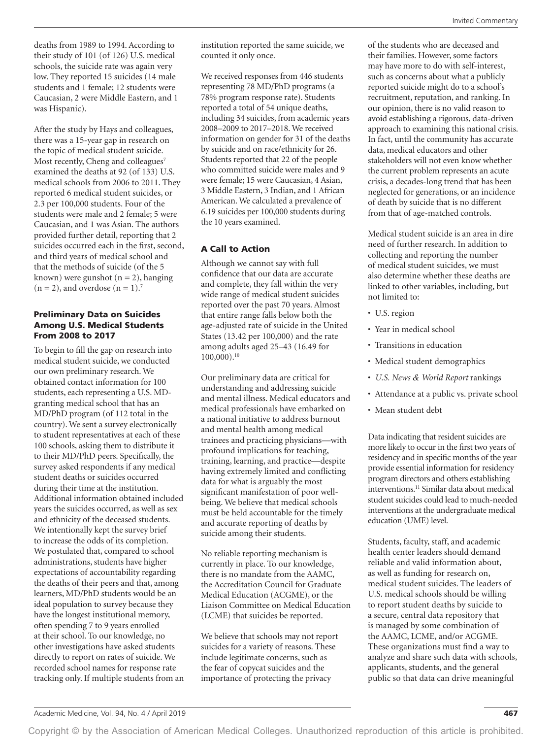deaths from 1989 to 1994. According to their study of 101 (of 126) U.S. medical schools, the suicide rate was again very low. They reported 15 suicides (14 male students and 1 female; 12 students were Caucasian, 2 were Middle Eastern, and 1 was Hispanic).

After the study by Hays and colleagues, there was a 15-year gap in research on the topic of medical student suicide. Most recently, Cheng and colleagues[7] examined the deaths at 92 (of 133) U.S. medical schools from 2006 to 2011. They reported 6 medical student suicides, or 2.3 per 100,000 students. Four of the students were male and 2 female; 5 were Caucasian, and 1 was Asian. The authors provided further detail, reporting that 2 suicides occurred each in the first, second, and third years of medical school and that the methods of suicide (of the 5 known) were gunshot (n = 2), hanging (n = 2), and overdose (n = 1).[7]

### Preliminary Data on Suicides Among U.S. Medical Students From 2008 to 2017

To begin to fill the gap on research into medical student suicide, we conducted our own preliminary research. We obtained contact information for 100 students, each representing a U.S. MD-granting medical school that has an MD/PhD program (of 112 total in the country). We sent a survey electronically to student representatives at each of these 100 schools, asking them to distribute it to their MD/PhD peers. Specifically, the survey asked respondents if any medical student deaths or suicides occurred during their time at the institution. Additional information obtained included years the suicides occurred, as well as sex and ethnicity of the deceased students. We intentionally kept the survey brief to increase the odds of its completion. We postulated that, compared to school administrations, students have higher expectations of accountability regarding the deaths of their peers and that, among learners, MD/PhD students would be an ideal population to survey because they have the longest institutional memory, often spending 7 to 9 years enrolled at their school. To our knowledge, no other investigations have asked students directly to report on rates of suicide. We recorded school names for response rate tracking only. If multiple students from an institution reported the same suicide, we counted it only once.

We received responses from 446 students representing 78 MD/PhD programs (a 78% program response rate). Students reported a total of 54 unique deaths, including 34 suicides, from academic years 2008–2009 to 2017–2018. We received information on gender for 31 of the deaths by suicide and on race/ethnicity for 26. Students reported that 22 of the people who committed suicide were males and 9 were female; 15 were Caucasian, 4 Asian, 3 Middle Eastern, 3 Indian, and 1 African American. We calculated a prevalence of 6.19 suicides per 100,000 students during the 10 years examined.

### A Call to Action

Although we cannot say with full confidence that our data are accurate and complete, they fall within the very wide range of medical student suicides reported over the past 70 years. Almost that entire range falls below both the age-adjusted rate of suicide in the United States (13.42 per 100,000) and the rate among adults aged 25–43 (16.49 for 100,000).[10]

Our preliminary data are critical for understanding and addressing suicide and mental illness. Medical educators and medical professionals have embarked on a national initiative to address burnout and mental health among medical trainees and practicing physicians—with profound implications for teaching, training, learning, and practice—despite having extremely limited and conflicting data for what is arguably the most significant manifestation of poor well-being. We believe that medical schools must be held accountable for the timely and accurate reporting of deaths by suicide among their students.

No reliable reporting mechanism is currently in place. To our knowledge, there is no mandate from the AAMC, the Accreditation Council for Graduate Medical Education (ACGME), or the Liaison Committee on Medical Education (LCME) that suicides be reported.

We believe that schools may not report suicides for a variety of reasons. These include legitimate concerns, such as the fear of copycat suicides and the importance of protecting the privacy of the students who are deceased and their families. However, some factors may have more to do with self-interest, such as concerns about what a publicly reported suicide might do to a school's recruitment, reputation, and ranking. In our opinion, there is no valid reason to avoid establishing a rigorous, data-driven approach to examining this national crisis. In fact, until the community has accurate data, medical educators and other stakeholders will not even know whether the current problem represents an acute crisis, a decades-long trend that has been neglected for generations, or an incidence of death by suicide that is no different from that of age-matched controls.

Medical student suicide is an area in dire need of further research. In addition to collecting and reporting the number of medical student suicides, we must also determine whether these deaths are linked to other variables, including, but not limited to:

- U.S. region
- Year in medical school
- Transitions in education
- Medical student demographics
- *U.S. News & World Report* rankings
- Attendance at a public vs. private school
- Mean student debt

Data indicating that resident suicides are more likely to occur in the first two years of residency and in specific months of the year provide essential information for residency program directors and others establishing interventions.[11] Similar data about medical student suicides could lead to much-needed interventions at the undergraduate medical education (UME) level.

Students, faculty, staff, and academic health center leaders should demand reliable and valid information about, as well as funding for research on, medical student suicides. The leaders of U.S. medical schools should be willing to report student deaths by suicide to a secure, central data repository that is managed by some combination of the AAMC, LCME, and/or ACGME. These organizations must find a way to analyze and share such data with schools, applicants, students, and the general public so that data can drive meaningful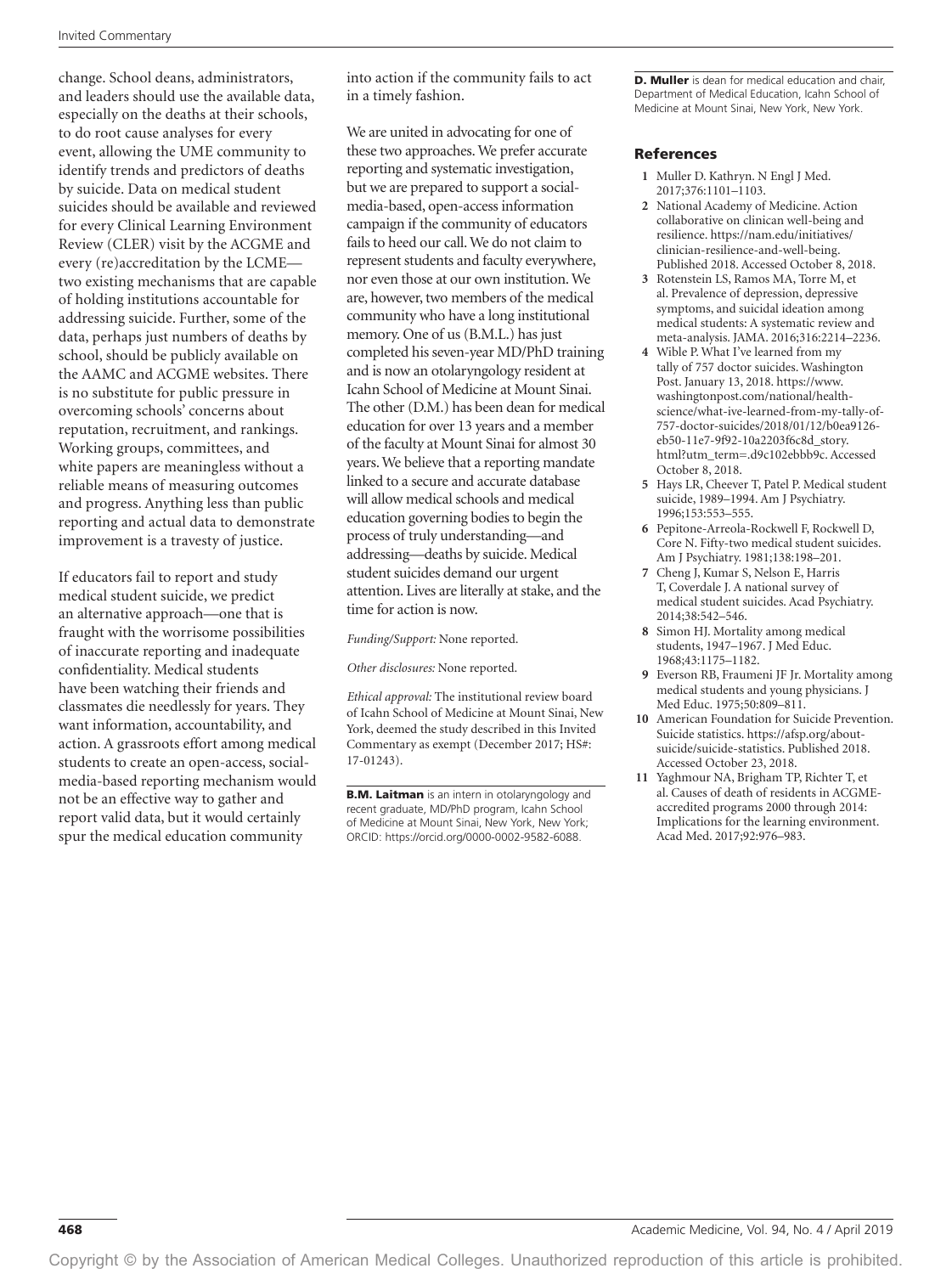change. School deans, administrators, and leaders should use the available data, especially on the deaths at their schools, to do root cause analyses for every event, allowing the UME community to identify trends and predictors of deaths by suicide. Data on medical student suicides should be available and reviewed for every Clinical Learning Environment Review (CLER) visit by the ACGME and every (re)accreditation by the LCME—two existing mechanisms that are capable of holding institutions accountable for addressing suicide. Further, some of the data, perhaps just numbers of deaths by school, should be publicly available on the AAMC and ACGME websites. There is no substitute for public pressure in overcoming schools' concerns about reputation, recruitment, and rankings. Working groups, committees, and white papers are meaningless without a reliable means of measuring outcomes and progress. Anything less than public reporting and actual data to demonstrate improvement is a travesty of justice.

If educators fail to report and study medical student suicide, we predict an alternative approach—one that is fraught with the worrisome possibilities of inaccurate reporting and inadequate confidentiality. Medical students have been watching their friends and classmates die needlessly for years. They want information, accountability, and action. A grassroots effort among medical students to create an open-access, social-media-based reporting mechanism would not be an effective way to gather and report valid data, but it would certainly spur the medical education community into action if the community fails to act in a timely fashion.

We are united in advocating for one of these two approaches. We prefer accurate reporting and systematic investigation, but we are prepared to support a social-media-based, open-access information campaign if the community of educators fails to heed our call. We do not claim to represent students and faculty everywhere, nor even those at our own institution. We are, however, two members of the medical community who have a long institutional memory. One of us (B.M.L.) has just completed his seven-year MD/PhD training and is now an otolaryngology resident at Icahn School of Medicine at Mount Sinai. The other (D.M.) has been dean for medical education for over 13 years and a member of the faculty at Mount Sinai for almost 30 years. We believe that a reporting mandate linked to a secure and accurate database will allow medical schools and medical education governing bodies to begin the process of truly understanding—and addressing—deaths by suicide. Medical student suicides demand our urgent attention. Lives are literally at stake, and the time for action is now.

*Funding/Support:* None reported.

*Other disclosures:* None reported.

*Ethical approval:* The institutional review board of Icahn School of Medicine at Mount Sinai, New York, deemed the study described in this Invited Commentary as exempt (December 2017; HS#: 17-01243).

**B.M. Laitman** is an intern in otolaryngology and recent graduate, MD/PhD program, Icahn School of Medicine at Mount Sinai, New York, New York; ORCID: https://orcid.org/0000-0002-9582-6088.

**D. Muller** is dean for medical education and chair, Department of Medical Education, Icahn School of Medicine at Mount Sinai, New York, New York.

## References

1. Muller D. Kathryn. N Engl J Med. 2017;376:1101–1103.
2. National Academy of Medicine. Action collaborative on clinican well-being and resilience. https://nam.edu/initiatives/clinician-resilience-and-well-being. Published 2018. Accessed October 8, 2018.
3. Rotenstein LS, Ramos MA, Torre M, et al. Prevalence of depression, depressive symptoms, and suicidal ideation among medical students: A systematic review and meta-analysis. JAMA. 2016;316:2214–2236.
4. Wible P. What I've learned from my tally of 757 doctor suicides. Washington Post. January 13, 2018. https://www.washingtonpost.com/national/health-science/what-ive-learned-from-my-tally-of-757-doctor-suicides/2018/01/12/b0ea9126-eb50-11e7-9f92-10a2203f6c8d_story.html?utm_term=.d9c102ebbb9c. Accessed October 8, 2018.
5. Hays LR, Cheever T, Patel P. Medical student suicide, 1989–1994. Am J Psychiatry. 1996;153:553–555.
6. Pepitone-Arreola-Rockwell F, Rockwell D, Core N. Fifty-two medical student suicides. Am J Psychiatry. 1981;138:198–201.
7. Cheng J, Kumar S, Nelson E, Harris T, Coverdale J. A national survey of medical student suicides. Acad Psychiatry. 2014;38:542–546.
8. Simon HJ. Mortality among medical students, 1947–1967. J Med Educ. 1968;43:1175–1182.
9. Everson RB, Fraumeni JF Jr. Mortality among medical students and young physicians. J Med Educ. 1975;50:809–811.
10. American Foundation for Suicide Prevention. Suicide statistics. https://afsp.org/about-suicide/suicide-statistics. Published 2018. Accessed October 23, 2018.
11. Yaghmour NA, Brigham TP, Richter T, et al. Causes of death of residents in ACGME-accredited programs 2000 through 2014: Implications for the learning environment. Acad Med. 2017;92:976–983.